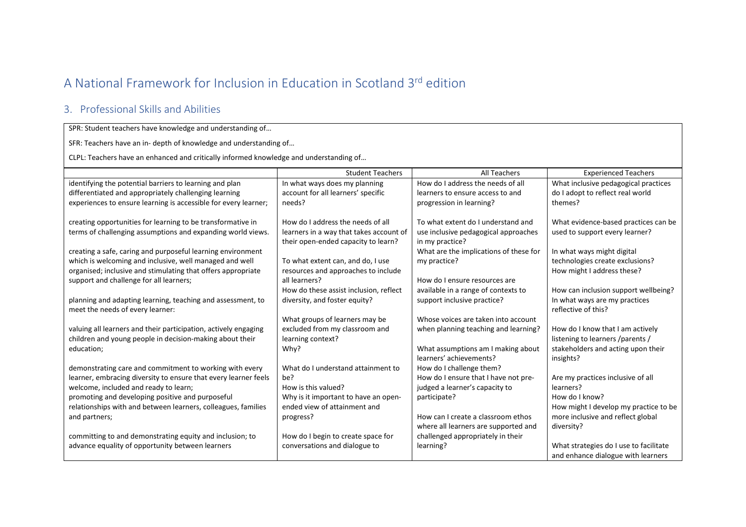# A National Framework for Inclusion in Education in Scotland 3rd edition

## 3. Professional Skills and Abilities

SPR: Student teachers have knowledge and understanding of…

SFR: Teachers have an in- depth of knowledge and understanding of…

CLPL: Teachers have an enhanced and critically informed knowledge and understanding of…

| | Student Teachers | All Teachers | Experienced Teachers |
|---|---|---|---|
| identifying the potential barriers to learning and plan differentiated and appropriately challenging learning experiences to ensure learning is accessible for every learner;<br><br>creating opportunities for learning to be transformative in terms of challenging assumptions and expanding world views.<br><br>creating a safe, caring and purposeful learning environment which is welcoming and inclusive, well managed and well organised; inclusive and stimulating that offers appropriate support and challenge for all learners;<br><br>planning and adapting learning, teaching and assessment, to meet the needs of every learner:<br><br>valuing all learners and their participation, actively engaging children and young people in decision-making about their education;<br><br>demonstrating care and commitment to working with every learner, embracing diversity to ensure that every learner feels welcome, included and ready to learn;<br>promoting and developing positive and purposeful relationships with and between learners, colleagues, families and partners;<br><br>committing to and demonstrating equity and inclusion; to advance equality of opportunity between learners | In what ways does my planning account for all learners' specific needs?<br><br>How do I address the needs of all learners in a way that takes account of their open-ended capacity to learn?<br><br>To what extent can, and do, I use resources and approaches to include all learners?<br>How do these assist inclusion, reflect diversity, and foster equity?<br><br>What groups of learners may be excluded from my classroom and learning context?<br>Why?<br><br>What do I understand attainment to be?<br>How is this valued?<br>Why is it important to have an open-ended view of attainment and progress?<br><br>How do I begin to create space for conversations and dialogue to | How do I address the needs of all learners to ensure access to and progression in learning?<br><br>To what extent do I understand and use inclusive pedagogical approaches in my practice?<br>What are the implications of these for my practice?<br><br>How do I ensure resources are available in a range of contexts to support inclusive practice?<br><br>Whose voices are taken into account when planning teaching and learning?<br><br>What assumptions am I making about learners' achievements?<br>How do I challenge them?<br>How do I ensure that I have not pre-judged a learner's capacity to participate?<br><br>How can I create a classroom ethos where all learners are supported and challenged appropriately in their learning? | What inclusive pedagogical practices do I adopt to reflect real world themes?<br><br>What evidence-based practices can be used to support every learner?<br><br>In what ways might digital technologies create exclusions?<br>How might I address these?<br><br>How can inclusion support wellbeing?<br>In what ways are my practices reflective of this?<br><br>How do I know that I am actively listening to learners /parents / stakeholders and acting upon their insights?<br><br>Are my practices inclusive of all learners?<br>How do I know?<br>How might I develop my practice to be more inclusive and reflect global diversity?<br><br>What strategies do I use to facilitate and enhance dialogue with learners |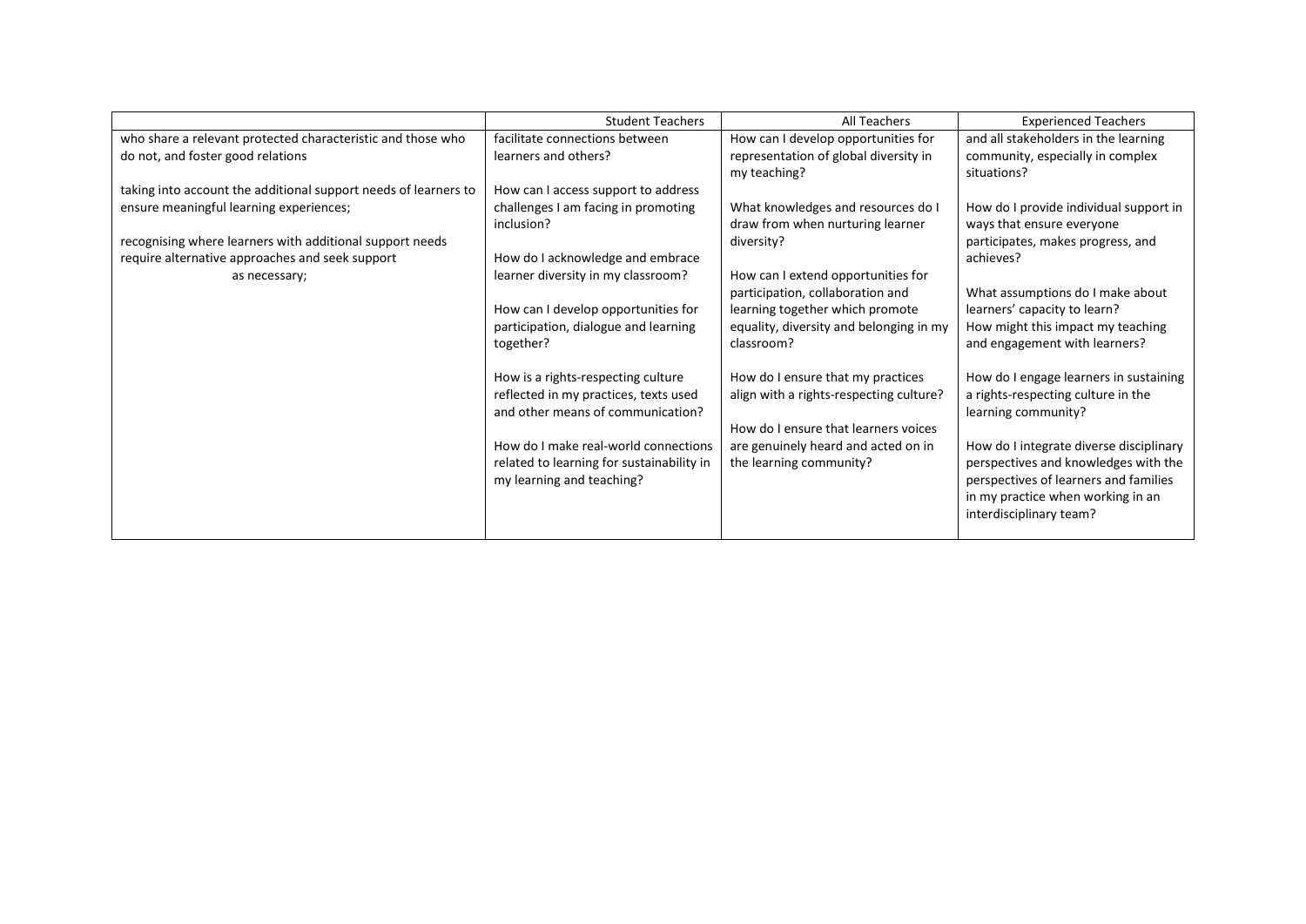| | Student Teachers | All Teachers | Experienced Teachers |
|---|---|---|---|
| who share a relevant protected characteristic and those who do not, and foster good relations<br><br>taking into account the additional support needs of learners to ensure meaningful learning experiences;<br><br>recognising where learners with additional support needs require alternative approaches and seek support as necessary; | facilitate connections between learners and others?<br><br>How can I access support to address challenges I am facing in promoting inclusion?<br><br>How do I acknowledge and embrace learner diversity in my classroom?<br><br>How can I develop opportunities for participation, dialogue and learning together?<br><br>How is a rights-respecting culture reflected in my practices, texts used and other means of communication?<br><br>How do I make real-world connections related to learning for sustainability in my learning and teaching? | How can I develop opportunities for representation of global diversity in my teaching?<br><br>What knowledges and resources do I draw from when nurturing learner diversity?<br><br>How can I extend opportunities for participation, collaboration and learning together which promote equality, diversity and belonging in my classroom?<br><br>How do I ensure that my practices align with a rights-respecting culture?<br><br>How do I ensure that learners voices are genuinely heard and acted on in the learning community? | and all stakeholders in the learning community, especially in complex situations?<br><br>How do I provide individual support in ways that ensure everyone participates, makes progress, and achieves?<br><br>What assumptions do I make about learners' capacity to learn? How might this impact my teaching and engagement with learners?<br><br>How do I engage learners in sustaining a rights-respecting culture in the learning community?<br><br>How do I integrate diverse disciplinary perspectives and knowledges with the perspectives of learners and families in my practice when working in an interdisciplinary team? |